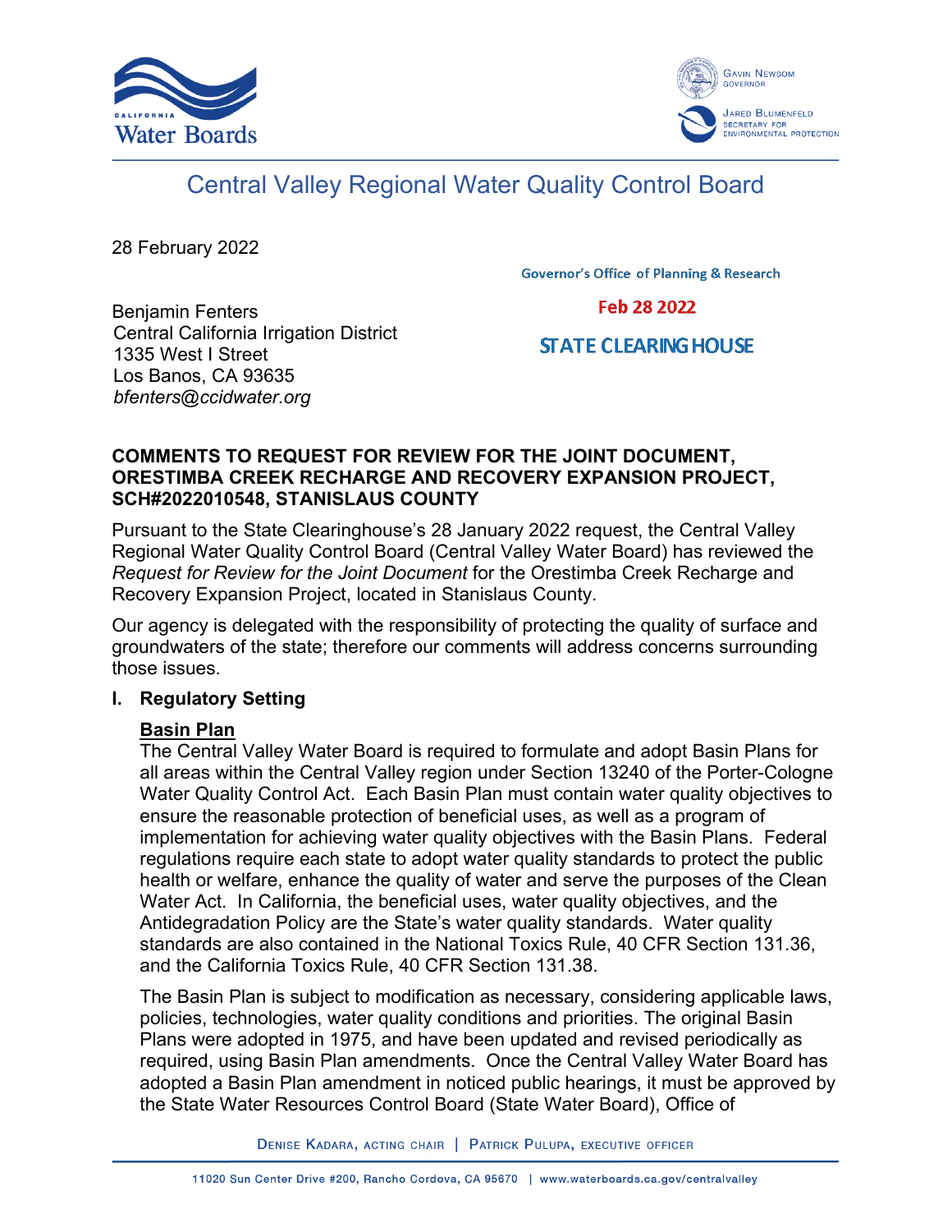# Central Valley Regional Water Quality Control Board

28 February 2022

Governor's Office of Planning & Research

Feb 28 2022

STATE CLEARING HOUSE

Benjamin Fenters
Central California Irrigation District
1335 West I Street
Los Banos, CA 93635
*bfenters@ccidwater.org*

**COMMENTS TO REQUEST FOR REVIEW FOR THE JOINT DOCUMENT, ORESTIMBA CREEK RECHARGE AND RECOVERY EXPANSION PROJECT, SCH#2022010548, STANISLAUS COUNTY**

Pursuant to the State Clearinghouse's 28 January 2022 request, the Central Valley Regional Water Quality Control Board (Central Valley Water Board) has reviewed the *Request for Review for the Joint Document* for the Orestimba Creek Recharge and Recovery Expansion Project, located in Stanislaus County.

Our agency is delegated with the responsibility of protecting the quality of surface and groundwaters of the state; therefore our comments will address concerns surrounding those issues.

## I. Regulatory Setting

### Basin Plan

The Central Valley Water Board is required to formulate and adopt Basin Plans for all areas within the Central Valley region under Section 13240 of the Porter-Cologne Water Quality Control Act. Each Basin Plan must contain water quality objectives to ensure the reasonable protection of beneficial uses, as well as a program of implementation for achieving water quality objectives with the Basin Plans. Federal regulations require each state to adopt water quality standards to protect the public health or welfare, enhance the quality of water and serve the purposes of the Clean Water Act. In California, the beneficial uses, water quality objectives, and the Antidegradation Policy are the State's water quality standards. Water quality standards are also contained in the National Toxics Rule, 40 CFR Section 131.36, and the California Toxics Rule, 40 CFR Section 131.38.

The Basin Plan is subject to modification as necessary, considering applicable laws, policies, technologies, water quality conditions and priorities. The original Basin Plans were adopted in 1975, and have been updated and revised periodically as required, using Basin Plan amendments. Once the Central Valley Water Board has adopted a Basin Plan amendment in noticed public hearings, it must be approved by the State Water Resources Control Board (State Water Board), Office of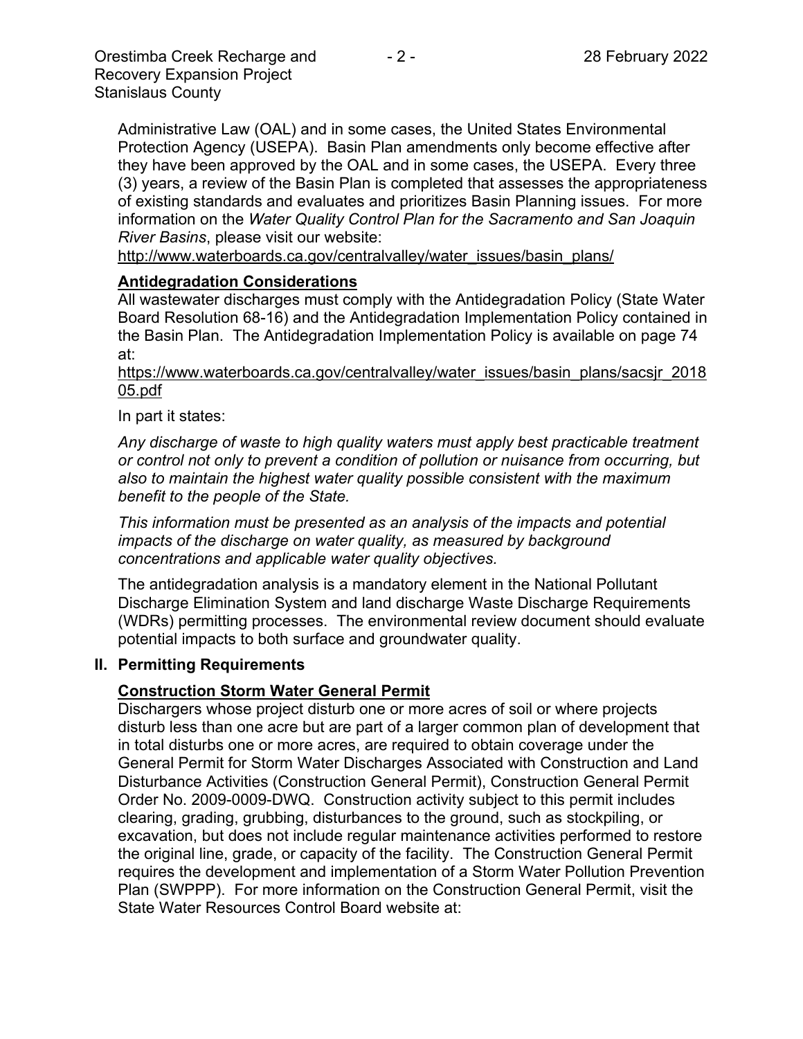Administrative Law (OAL) and in some cases, the United States Environmental Protection Agency (USEPA). Basin Plan amendments only become effective after they have been approved by the OAL and in some cases, the USEPA. Every three (3) years, a review of the Basin Plan is completed that assesses the appropriateness of existing standards and evaluates and prioritizes Basin Planning issues. For more information on the *Water Quality Control Plan for the Sacramento and San Joaquin River Basins*, please visit our website:
http://www.waterboards.ca.gov/centralvalley/water_issues/basin_plans/

**Antidegradation Considerations**

All wastewater discharges must comply with the Antidegradation Policy (State Water Board Resolution 68-16) and the Antidegradation Implementation Policy contained in the Basin Plan. The Antidegradation Implementation Policy is available on page 74 at:
https://www.waterboards.ca.gov/centralvalley/water_issues/basin_plans/sacsjr_201805.pdf

In part it states:

*Any discharge of waste to high quality waters must apply best practicable treatment or control not only to prevent a condition of pollution or nuisance from occurring, but also to maintain the highest water quality possible consistent with the maximum benefit to the people of the State.*

*This information must be presented as an analysis of the impacts and potential impacts of the discharge on water quality, as measured by background concentrations and applicable water quality objectives.*

The antidegradation analysis is a mandatory element in the National Pollutant Discharge Elimination System and land discharge Waste Discharge Requirements (WDRs) permitting processes. The environmental review document should evaluate potential impacts to both surface and groundwater quality.

## II. Permitting Requirements

**Construction Storm Water General Permit**

Dischargers whose project disturb one or more acres of soil or where projects disturb less than one acre but are part of a larger common plan of development that in total disturbs one or more acres, are required to obtain coverage under the General Permit for Storm Water Discharges Associated with Construction and Land Disturbance Activities (Construction General Permit), Construction General Permit Order No. 2009-0009-DWQ. Construction activity subject to this permit includes clearing, grading, grubbing, disturbances to the ground, such as stockpiling, or excavation, but does not include regular maintenance activities performed to restore the original line, grade, or capacity of the facility. The Construction General Permit requires the development and implementation of a Storm Water Pollution Prevention Plan (SWPPP). For more information on the Construction General Permit, visit the State Water Resources Control Board website at: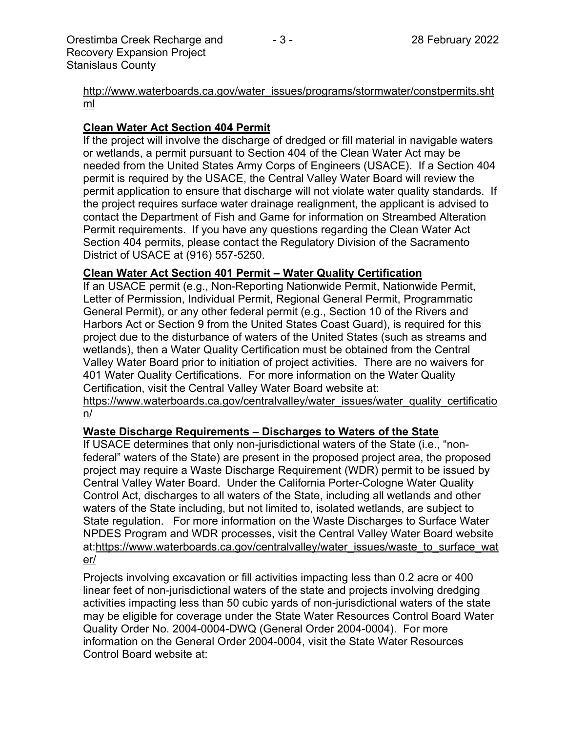http://www.waterboards.ca.gov/water_issues/programs/stormwater/constpermits.shtml

**Clean Water Act Section 404 Permit**

If the project will involve the discharge of dredged or fill material in navigable waters or wetlands, a permit pursuant to Section 404 of the Clean Water Act may be needed from the United States Army Corps of Engineers (USACE). If a Section 404 permit is required by the USACE, the Central Valley Water Board will review the permit application to ensure that discharge will not violate water quality standards. If the project requires surface water drainage realignment, the applicant is advised to contact the Department of Fish and Game for information on Streambed Alteration Permit requirements. If you have any questions regarding the Clean Water Act Section 404 permits, please contact the Regulatory Division of the Sacramento District of USACE at (916) 557-5250.

**Clean Water Act Section 401 Permit – Water Quality Certification**

If an USACE permit (e.g., Non-Reporting Nationwide Permit, Nationwide Permit, Letter of Permission, Individual Permit, Regional General Permit, Programmatic General Permit), or any other federal permit (e.g., Section 10 of the Rivers and Harbors Act or Section 9 from the United States Coast Guard), is required for this project due to the disturbance of waters of the United States (such as streams and wetlands), then a Water Quality Certification must be obtained from the Central Valley Water Board prior to initiation of project activities. There are no waivers for 401 Water Quality Certifications. For more information on the Water Quality Certification, visit the Central Valley Water Board website at: https://www.waterboards.ca.gov/centralvalley/water_issues/water_quality_certification/

**Waste Discharge Requirements – Discharges to Waters of the State**

If USACE determines that only non-jurisdictional waters of the State (i.e., "non-federal" waters of the State) are present in the proposed project area, the proposed project may require a Waste Discharge Requirement (WDR) permit to be issued by Central Valley Water Board. Under the California Porter-Cologne Water Quality Control Act, discharges to all waters of the State, including all wetlands and other waters of the State including, but not limited to, isolated wetlands, are subject to State regulation. For more information on the Waste Discharges to Surface Water NPDES Program and WDR processes, visit the Central Valley Water Board website at:https://www.waterboards.ca.gov/centralvalley/water_issues/waste_to_surface_water/

Projects involving excavation or fill activities impacting less than 0.2 acre or 400 linear feet of non-jurisdictional waters of the state and projects involving dredging activities impacting less than 50 cubic yards of non-jurisdictional waters of the state may be eligible for coverage under the State Water Resources Control Board Water Quality Order No. 2004-0004-DWQ (General Order 2004-0004). For more information on the General Order 2004-0004, visit the State Water Resources Control Board website at: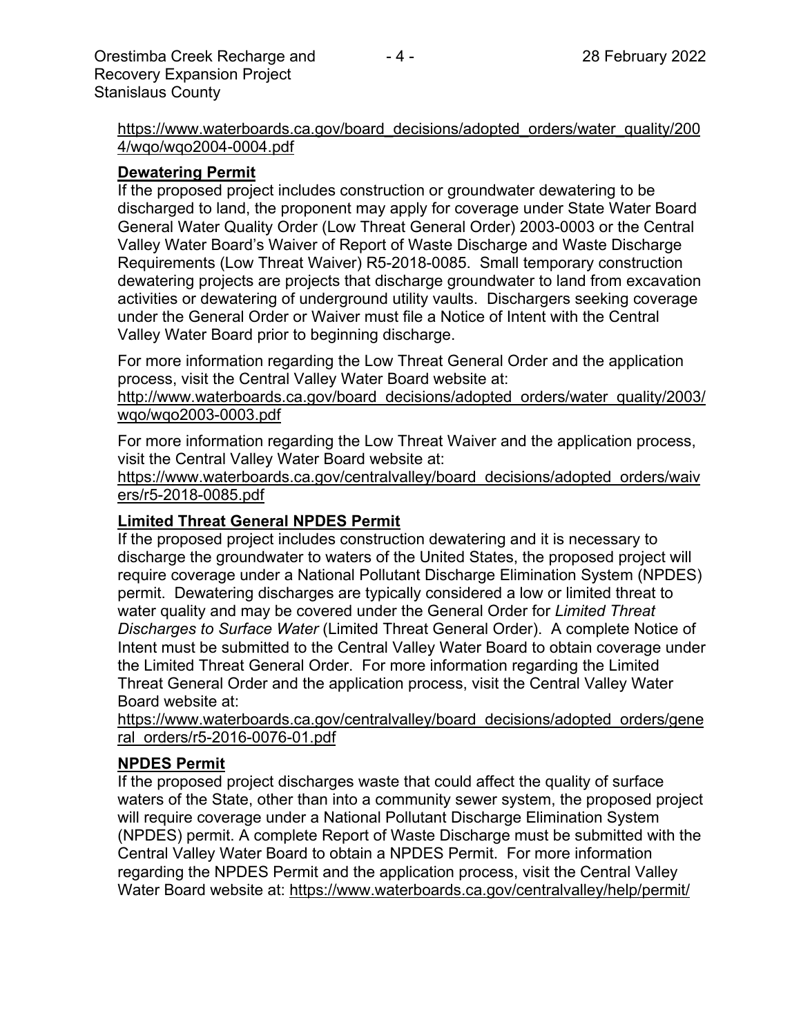https://www.waterboards.ca.gov/board_decisions/adopted_orders/water_quality/2004/wqo/wqo2004-0004.pdf

**Dewatering Permit**

If the proposed project includes construction or groundwater dewatering to be discharged to land, the proponent may apply for coverage under State Water Board General Water Quality Order (Low Threat General Order) 2003-0003 or the Central Valley Water Board's Waiver of Report of Waste Discharge and Waste Discharge Requirements (Low Threat Waiver) R5-2018-0085. Small temporary construction dewatering projects are projects that discharge groundwater to land from excavation activities or dewatering of underground utility vaults. Dischargers seeking coverage under the General Order or Waiver must file a Notice of Intent with the Central Valley Water Board prior to beginning discharge.

For more information regarding the Low Threat General Order and the application process, visit the Central Valley Water Board website at: http://www.waterboards.ca.gov/board_decisions/adopted_orders/water_quality/2003/wqo/wqo2003-0003.pdf

For more information regarding the Low Threat Waiver and the application process, visit the Central Valley Water Board website at: https://www.waterboards.ca.gov/centralvalley/board_decisions/adopted_orders/waivers/r5-2018-0085.pdf

**Limited Threat General NPDES Permit**

If the proposed project includes construction dewatering and it is necessary to discharge the groundwater to waters of the United States, the proposed project will require coverage under a National Pollutant Discharge Elimination System (NPDES) permit. Dewatering discharges are typically considered a low or limited threat to water quality and may be covered under the General Order for *Limited Threat Discharges to Surface Water* (Limited Threat General Order). A complete Notice of Intent must be submitted to the Central Valley Water Board to obtain coverage under the Limited Threat General Order. For more information regarding the Limited Threat General Order and the application process, visit the Central Valley Water Board website at: https://www.waterboards.ca.gov/centralvalley/board_decisions/adopted_orders/general_orders/r5-2016-0076-01.pdf

**NPDES Permit**

If the proposed project discharges waste that could affect the quality of surface waters of the State, other than into a community sewer system, the proposed project will require coverage under a National Pollutant Discharge Elimination System (NPDES) permit. A complete Report of Waste Discharge must be submitted with the Central Valley Water Board to obtain a NPDES Permit. For more information regarding the NPDES Permit and the application process, visit the Central Valley Water Board website at: https://www.waterboards.ca.gov/centralvalley/help/permit/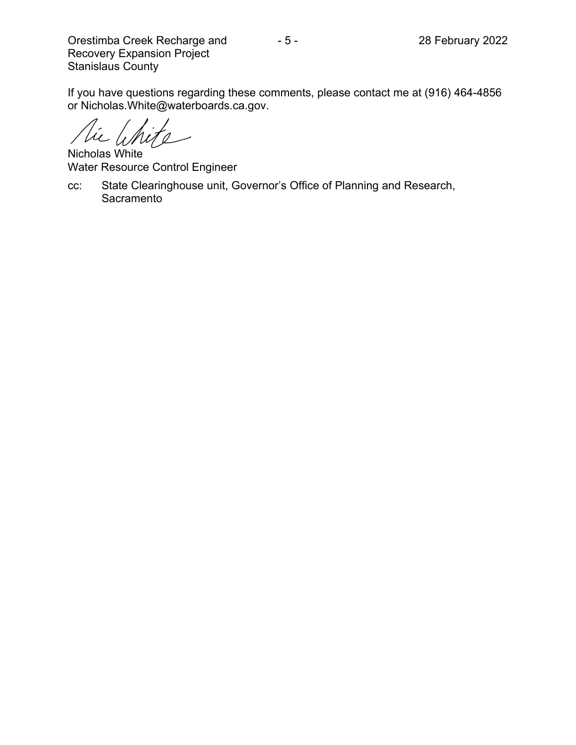If you have questions regarding these comments, please contact me at (916) 464-4856 or Nicholas.White@waterboards.ca.gov.

Nicholas White
Water Resource Control Engineer

cc: State Clearinghouse unit, Governor's Office of Planning and Research, Sacramento